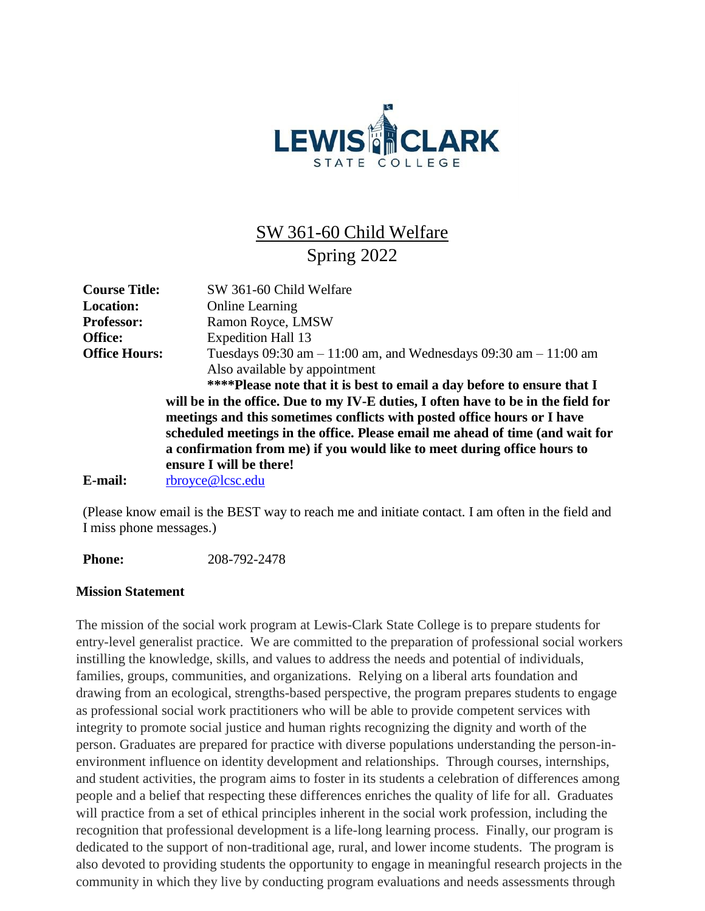# SW 361-60 Child Welfare

## Spring 2022

**Course Title:** SW 361-60 Child Welfare
**Location:** Online Learning
**Professor:** Ramon Royce, LMSW
**Office:** Expedition Hall 13
**Office Hours:** Tuesdays 09:30 am – 11:00 am, and Wednesdays 09:30 am – 11:00 am
Also available by appointment
**\*\*\*\*Please note that it is best to email a day before to ensure that I will be in the office. Due to my IV-E duties, I often have to be in the field for meetings and this sometimes conflicts with posted office hours or I have scheduled meetings in the office. Please email me ahead of time (and wait for a confirmation from me) if you would like to meet during office hours to ensure I will be there!**
**E-mail:** rbroyce@lcsc.edu

(Please know email is the BEST way to reach me and initiate contact. I am often in the field and I miss phone messages.)

**Phone:** 208-792-2478

### Mission Statement

The mission of the social work program at Lewis-Clark State College is to prepare students for entry-level generalist practice. We are committed to the preparation of professional social workers instilling the knowledge, skills, and values to address the needs and potential of individuals, families, groups, communities, and organizations. Relying on a liberal arts foundation and drawing from an ecological, strengths-based perspective, the program prepares students to engage as professional social work practitioners who will be able to provide competent services with integrity to promote social justice and human rights recognizing the dignity and worth of the person. Graduates are prepared for practice with diverse populations understanding the person-in-environment influence on identity development and relationships. Through courses, internships, and student activities, the program aims to foster in its students a celebration of differences among people and a belief that respecting these differences enriches the quality of life for all. Graduates will practice from a set of ethical principles inherent in the social work profession, including the recognition that professional development is a life-long learning process. Finally, our program is dedicated to the support of non-traditional age, rural, and lower income students. The program is also devoted to providing students the opportunity to engage in meaningful research projects in the community in which they live by conducting program evaluations and needs assessments through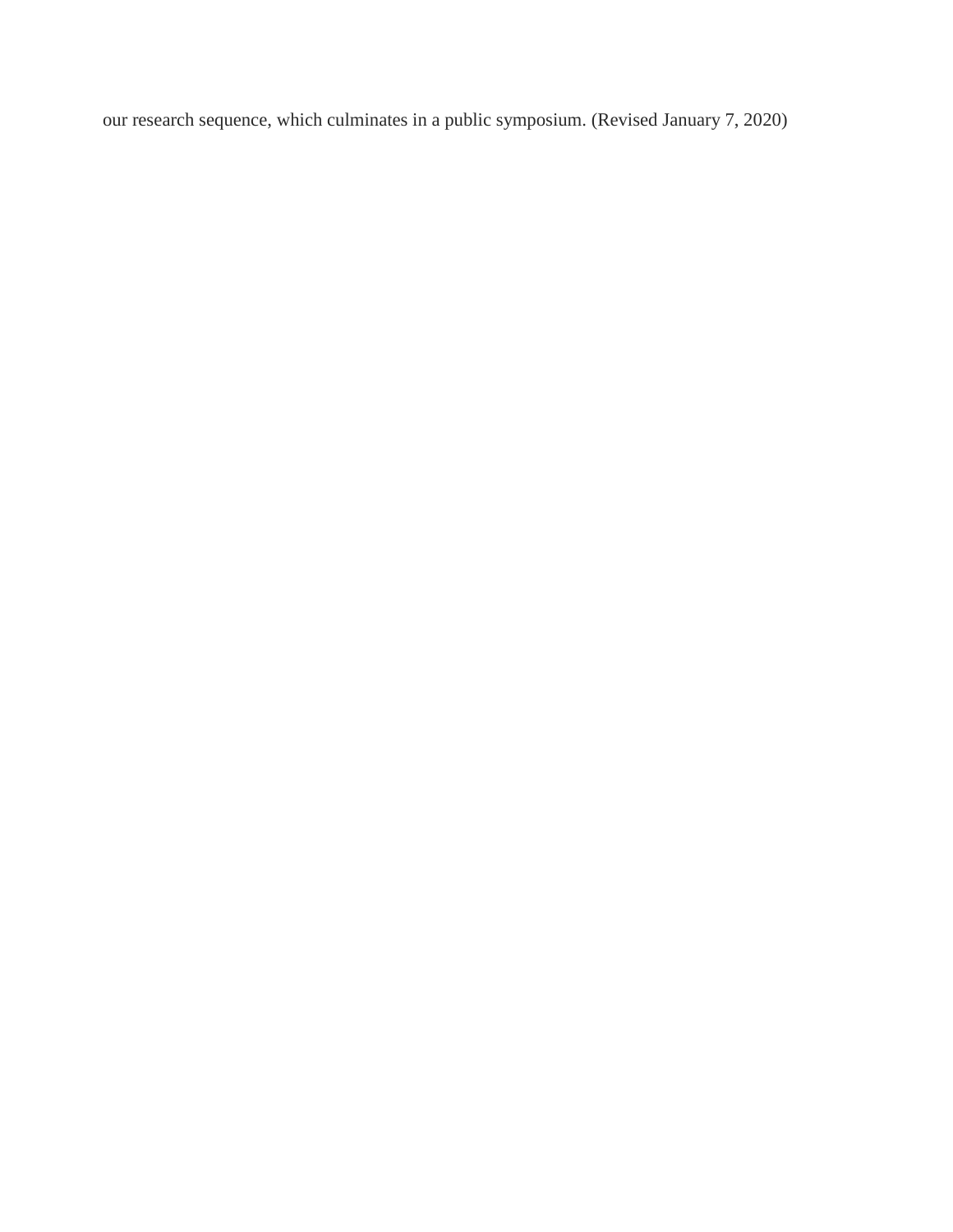our research sequence, which culminates in a public symposium. (Revised January 7, 2020)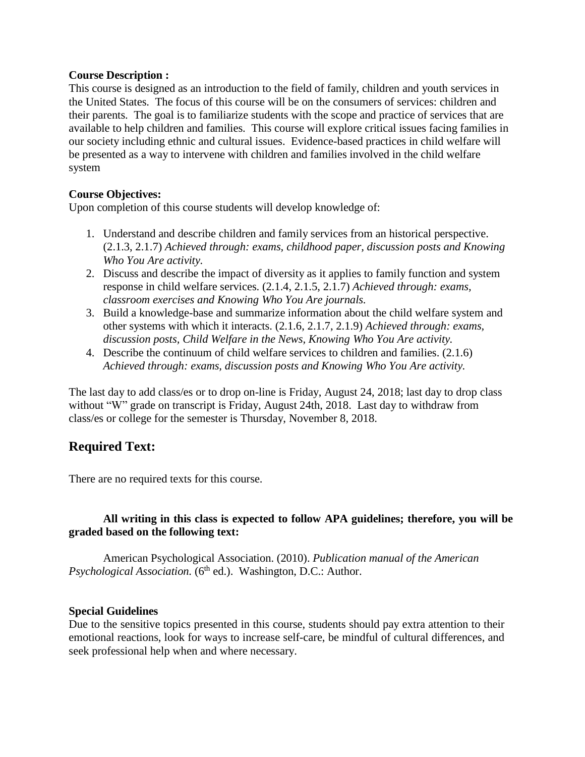**Course Description :**

This course is designed as an introduction to the field of family, children and youth services in the United States. The focus of this course will be on the consumers of services: children and their parents. The goal is to familiarize students with the scope and practice of services that are available to help children and families. This course will explore critical issues facing families in our society including ethnic and cultural issues. Evidence-based practices in child welfare will be presented as a way to intervene with children and families involved in the child welfare system

**Course Objectives:**

Upon completion of this course students will develop knowledge of:

1. Understand and describe children and family services from an historical perspective. (2.1.3, 2.1.7) *Achieved through: exams, childhood paper, discussion posts and Knowing Who You Are activity.*
2. Discuss and describe the impact of diversity as it applies to family function and system response in child welfare services. (2.1.4, 2.1.5, 2.1.7) *Achieved through: exams, classroom exercises and Knowing Who You Are journals.*
3. Build a knowledge-base and summarize information about the child welfare system and other systems with which it interacts. (2.1.6, 2.1.7, 2.1.9) *Achieved through: exams, discussion posts, Child Welfare in the News, Knowing Who You Are activity.*
4. Describe the continuum of child welfare services to children and families. (2.1.6) *Achieved through: exams, discussion posts and Knowing Who You Are activity.*

The last day to add class/es or to drop on-line is Friday, August 24, 2018; last day to drop class without "W" grade on transcript is Friday, August 24th, 2018. Last day to withdraw from class/es or college for the semester is Thursday, November 8, 2018.

## Required Text:

There are no required texts for this course.

**All writing in this class is expected to follow APA guidelines; therefore, you will be graded based on the following text:**

American Psychological Association. (2010). *Publication manual of the American Psychological Association.* (6th ed.). Washington, D.C.: Author.

**Special Guidelines**

Due to the sensitive topics presented in this course, students should pay extra attention to their emotional reactions, look for ways to increase self-care, be mindful of cultural differences, and seek professional help when and where necessary.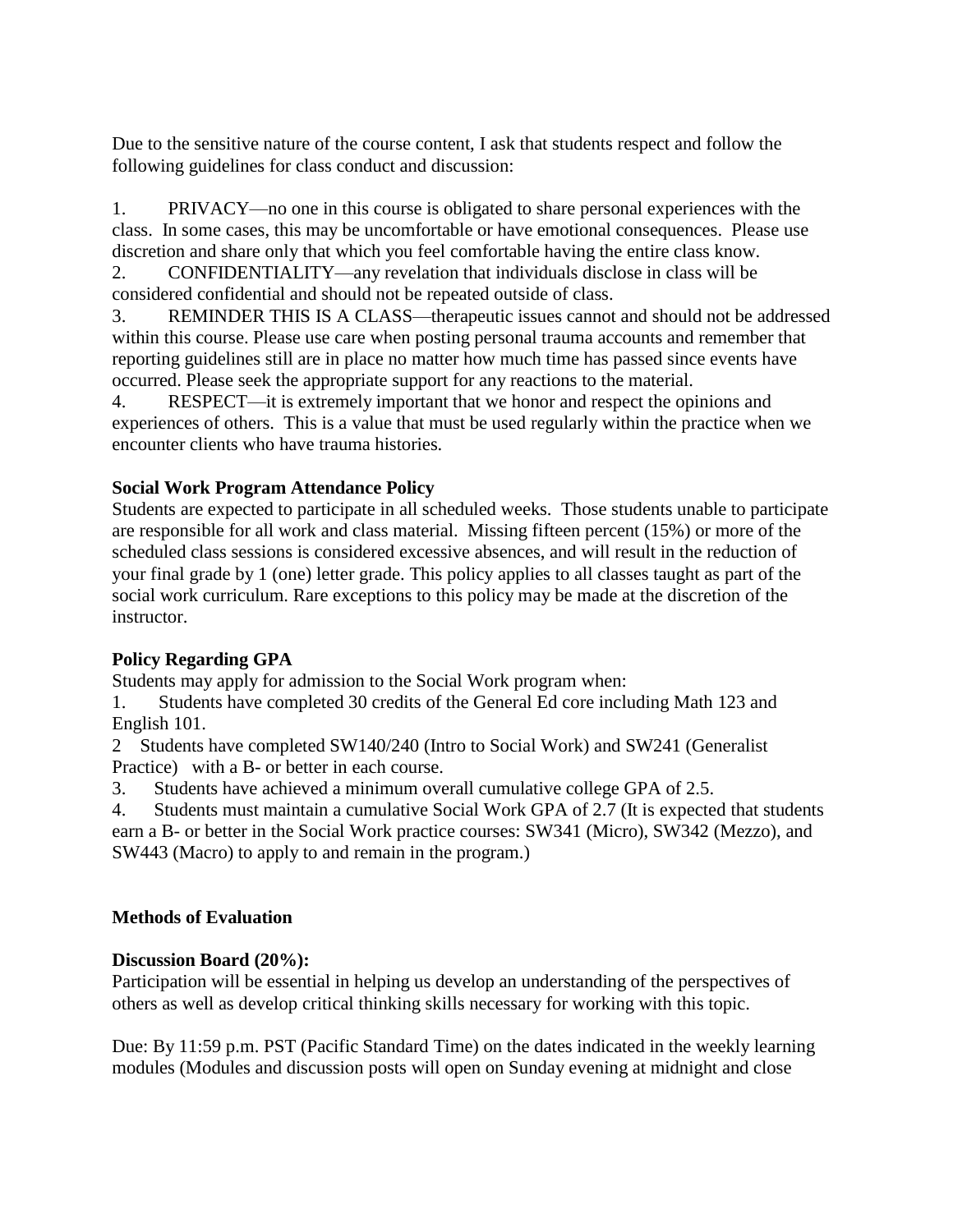Due to the sensitive nature of the course content, I ask that students respect and follow the following guidelines for class conduct and discussion:

1. PRIVACY—no one in this course is obligated to share personal experiences with the class. In some cases, this may be uncomfortable or have emotional consequences. Please use discretion and share only that which you feel comfortable having the entire class know.
2. CONFIDENTIALITY—any revelation that individuals disclose in class will be considered confidential and should not be repeated outside of class.
3. REMINDER THIS IS A CLASS—therapeutic issues cannot and should not be addressed within this course. Please use care when posting personal trauma accounts and remember that reporting guidelines still are in place no matter how much time has passed since events have occurred. Please seek the appropriate support for any reactions to the material.
4. RESPECT—it is extremely important that we honor and respect the opinions and experiences of others. This is a value that must be used regularly within the practice when we encounter clients who have trauma histories.

**Social Work Program Attendance Policy**

Students are expected to participate in all scheduled weeks. Those students unable to participate are responsible for all work and class material. Missing fifteen percent (15%) or more of the scheduled class sessions is considered excessive absences, and will result in the reduction of your final grade by 1 (one) letter grade. This policy applies to all classes taught as part of the social work curriculum. Rare exceptions to this policy may be made at the discretion of the instructor.

**Policy Regarding GPA**

Students may apply for admission to the Social Work program when:

1. Students have completed 30 credits of the General Ed core including Math 123 and English 101.
2. Students have completed SW140/240 (Intro to Social Work) and SW241 (Generalist Practice) with a B- or better in each course.
3. Students have achieved a minimum overall cumulative college GPA of 2.5.
4. Students must maintain a cumulative Social Work GPA of 2.7 (It is expected that students earn a B- or better in the Social Work practice courses: SW341 (Micro), SW342 (Mezzo), and SW443 (Macro) to apply to and remain in the program.)

**Methods of Evaluation**

**Discussion Board (20%):**

Participation will be essential in helping us develop an understanding of the perspectives of others as well as develop critical thinking skills necessary for working with this topic.

Due: By 11:59 p.m. PST (Pacific Standard Time) on the dates indicated in the weekly learning modules (Modules and discussion posts will open on Sunday evening at midnight and close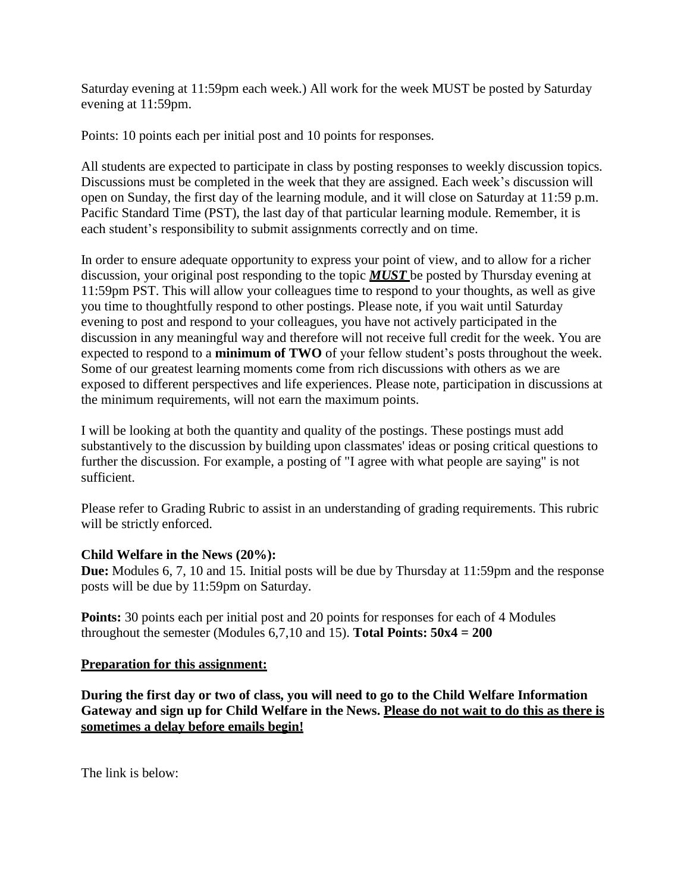Saturday evening at 11:59pm each week.) All work for the week MUST be posted by Saturday evening at 11:59pm.

Points: 10 points each per initial post and 10 points for responses.

All students are expected to participate in class by posting responses to weekly discussion topics. Discussions must be completed in the week that they are assigned. Each week's discussion will open on Sunday, the first day of the learning module, and it will close on Saturday at 11:59 p.m. Pacific Standard Time (PST), the last day of that particular learning module. Remember, it is each student's responsibility to submit assignments correctly and on time.

In order to ensure adequate opportunity to express your point of view, and to allow for a richer discussion, your original post responding to the topic <u>***MUST***</u> be posted by Thursday evening at 11:59pm PST. This will allow your colleagues time to respond to your thoughts, as well as give you time to thoughtfully respond to other postings. Please note, if you wait until Saturday evening to post and respond to your colleagues, you have not actively participated in the discussion in any meaningful way and therefore will not receive full credit for the week. You are expected to respond to a **minimum of TWO** of your fellow student's posts throughout the week. Some of our greatest learning moments come from rich discussions with others as we are exposed to different perspectives and life experiences. Please note, participation in discussions at the minimum requirements, will not earn the maximum points.

I will be looking at both the quantity and quality of the postings. These postings must add substantively to the discussion by building upon classmates' ideas or posing critical questions to further the discussion. For example, a posting of "I agree with what people are saying" is not sufficient.

Please refer to Grading Rubric to assist in an understanding of grading requirements. This rubric will be strictly enforced.

**Child Welfare in the News (20%):**

**Due:** Modules 6, 7, 10 and 15. Initial posts will be due by Thursday at 11:59pm and the response posts will be due by 11:59pm on Saturday.

**Points:** 30 points each per initial post and 20 points for responses for each of 4 Modules throughout the semester (Modules 6,7,10 and 15). **Total Points: 50x4 = 200**

<u>**Preparation for this assignment:**</u>

**During the first day or two of class, you will need to go to the Child Welfare Information Gateway and sign up for Child Welfare in the News. <u>Please do not wait to do this as there is sometimes a delay before emails begin!</u>**

The link is below: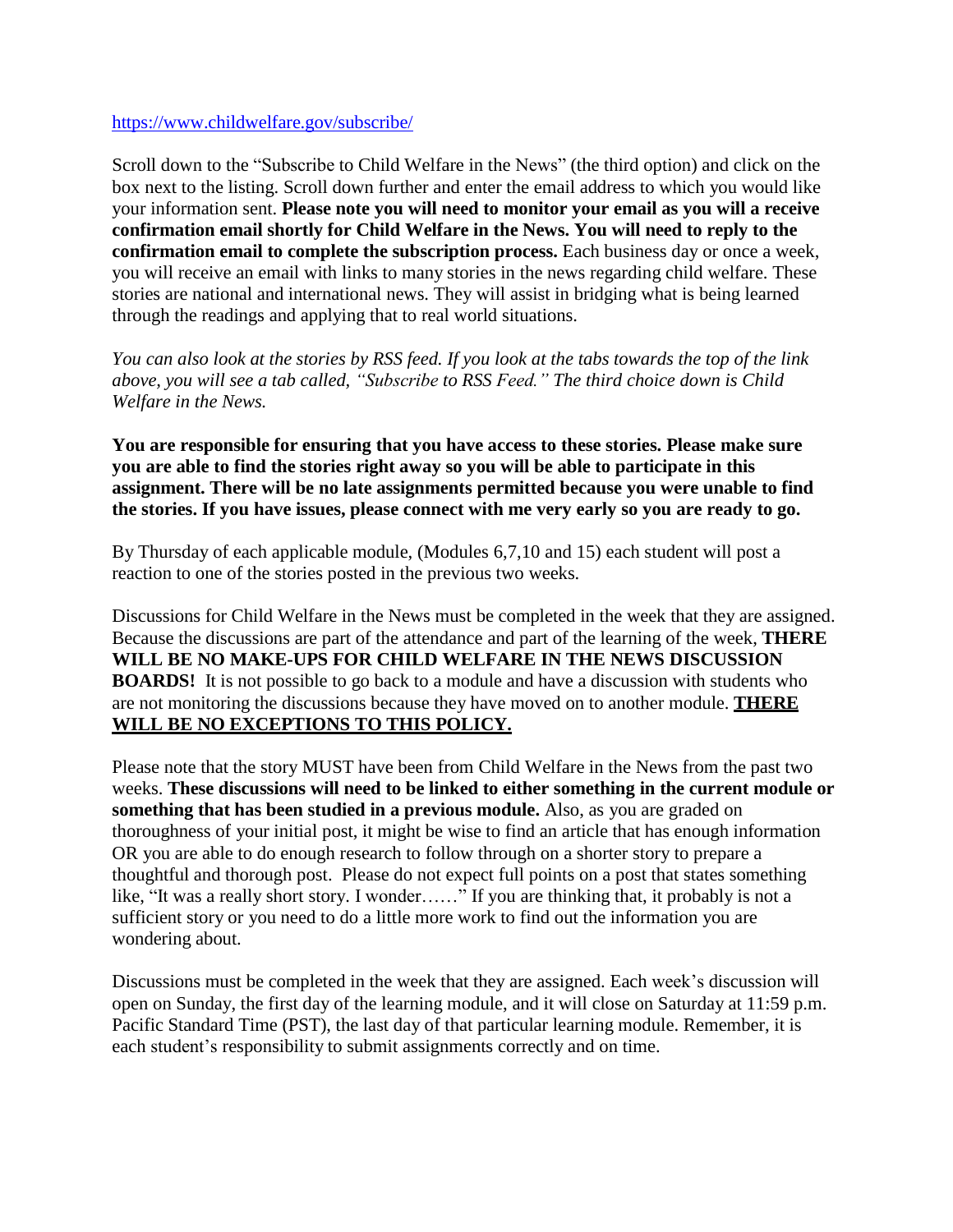https://www.childwelfare.gov/subscribe/

Scroll down to the "Subscribe to Child Welfare in the News" (the third option) and click on the box next to the listing. Scroll down further and enter the email address to which you would like your information sent. **Please note you will need to monitor your email as you will a receive confirmation email shortly for Child Welfare in the News. You will need to reply to the confirmation email to complete the subscription process.** Each business day or once a week, you will receive an email with links to many stories in the news regarding child welfare. These stories are national and international news. They will assist in bridging what is being learned through the readings and applying that to real world situations.

*You can also look at the stories by RSS feed. If you look at the tabs towards the top of the link above, you will see a tab called, "Subscribe to RSS Feed." The third choice down is Child Welfare in the News.*

**You are responsible for ensuring that you have access to these stories. Please make sure you are able to find the stories right away so you will be able to participate in this assignment. There will be no late assignments permitted because you were unable to find the stories. If you have issues, please connect with me very early so you are ready to go.**

By Thursday of each applicable module, (Modules 6,7,10 and 15) each student will post a reaction to one of the stories posted in the previous two weeks.

Discussions for Child Welfare in the News must be completed in the week that they are assigned. Because the discussions are part of the attendance and part of the learning of the week, **THERE WILL BE NO MAKE-UPS FOR CHILD WELFARE IN THE NEWS DISCUSSION BOARDS!** It is not possible to go back to a module and have a discussion with students who are not monitoring the discussions because they have moved on to another module. **THERE WILL BE NO EXCEPTIONS TO THIS POLICY.**

Please note that the story MUST have been from Child Welfare in the News from the past two weeks. **These discussions will need to be linked to either something in the current module or something that has been studied in a previous module.** Also, as you are graded on thoroughness of your initial post, it might be wise to find an article that has enough information OR you are able to do enough research to follow through on a shorter story to prepare a thoughtful and thorough post. Please do not expect full points on a post that states something like, "It was a really short story. I wonder……" If you are thinking that, it probably is not a sufficient story or you need to do a little more work to find out the information you are wondering about.

Discussions must be completed in the week that they are assigned. Each week's discussion will open on Sunday, the first day of the learning module, and it will close on Saturday at 11:59 p.m. Pacific Standard Time (PST), the last day of that particular learning module. Remember, it is each student's responsibility to submit assignments correctly and on time.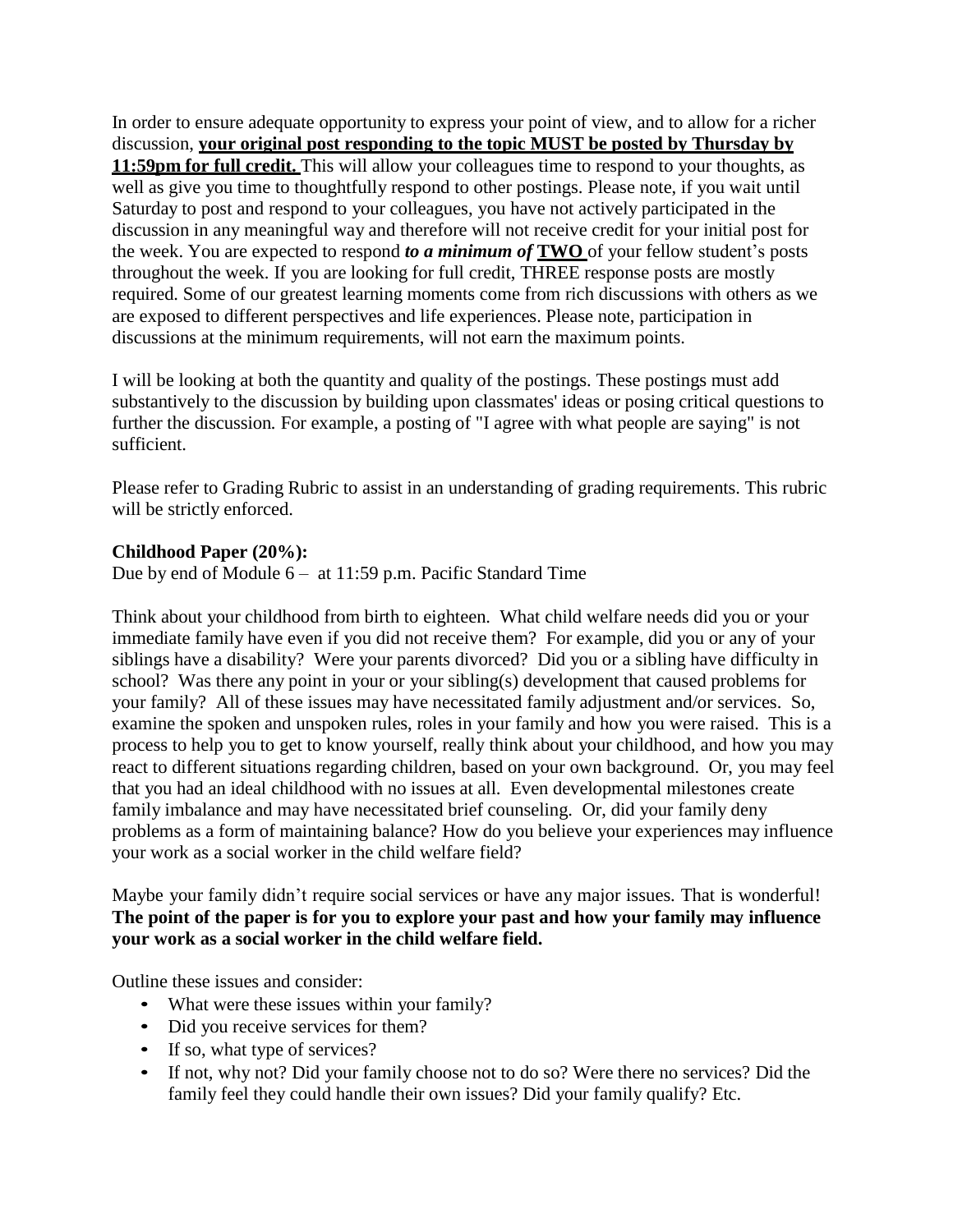In order to ensure adequate opportunity to express your point of view, and to allow for a richer discussion, **<u>your original post responding to the topic MUST be posted by Thursday by 11:59pm for full credit.</u>** This will allow your colleagues time to respond to your thoughts, as well as give you time to thoughtfully respond to other postings. Please note, if you wait until Saturday to post and respond to your colleagues, you have not actively participated in the discussion in any meaningful way and therefore will not receive credit for your initial post for the week. You are expected to respond ***to a minimum of*** **<u>TWO</u>** of your fellow student's posts throughout the week. If you are looking for full credit, THREE response posts are mostly required. Some of our greatest learning moments come from rich discussions with others as we are exposed to different perspectives and life experiences. Please note, participation in discussions at the minimum requirements, will not earn the maximum points.

I will be looking at both the quantity and quality of the postings. These postings must add substantively to the discussion by building upon classmates' ideas or posing critical questions to further the discussion. For example, a posting of "I agree with what people are saying" is not sufficient.

Please refer to Grading Rubric to assist in an understanding of grading requirements. This rubric will be strictly enforced.

**Childhood Paper (20%):**

Due by end of Module 6 – at 11:59 p.m. Pacific Standard Time

Think about your childhood from birth to eighteen. What child welfare needs did you or your immediate family have even if you did not receive them? For example, did you or any of your siblings have a disability? Were your parents divorced? Did you or a sibling have difficulty in school? Was there any point in your or your sibling(s) development that caused problems for your family? All of these issues may have necessitated family adjustment and/or services. So, examine the spoken and unspoken rules, roles in your family and how you were raised. This is a process to help you to get to know yourself, really think about your childhood, and how you may react to different situations regarding children, based on your own background. Or, you may feel that you had an ideal childhood with no issues at all. Even developmental milestones create family imbalance and may have necessitated brief counseling. Or, did your family deny problems as a form of maintaining balance? How do you believe your experiences may influence your work as a social worker in the child welfare field?

Maybe your family didn't require social services or have any major issues. That is wonderful! **The point of the paper is for you to explore your past and how your family may influence your work as a social worker in the child welfare field.**

Outline these issues and consider:

- What were these issues within your family?
- Did you receive services for them?
- If so, what type of services?
- If not, why not? Did your family choose not to do so? Were there no services? Did the family feel they could handle their own issues? Did your family qualify? Etc.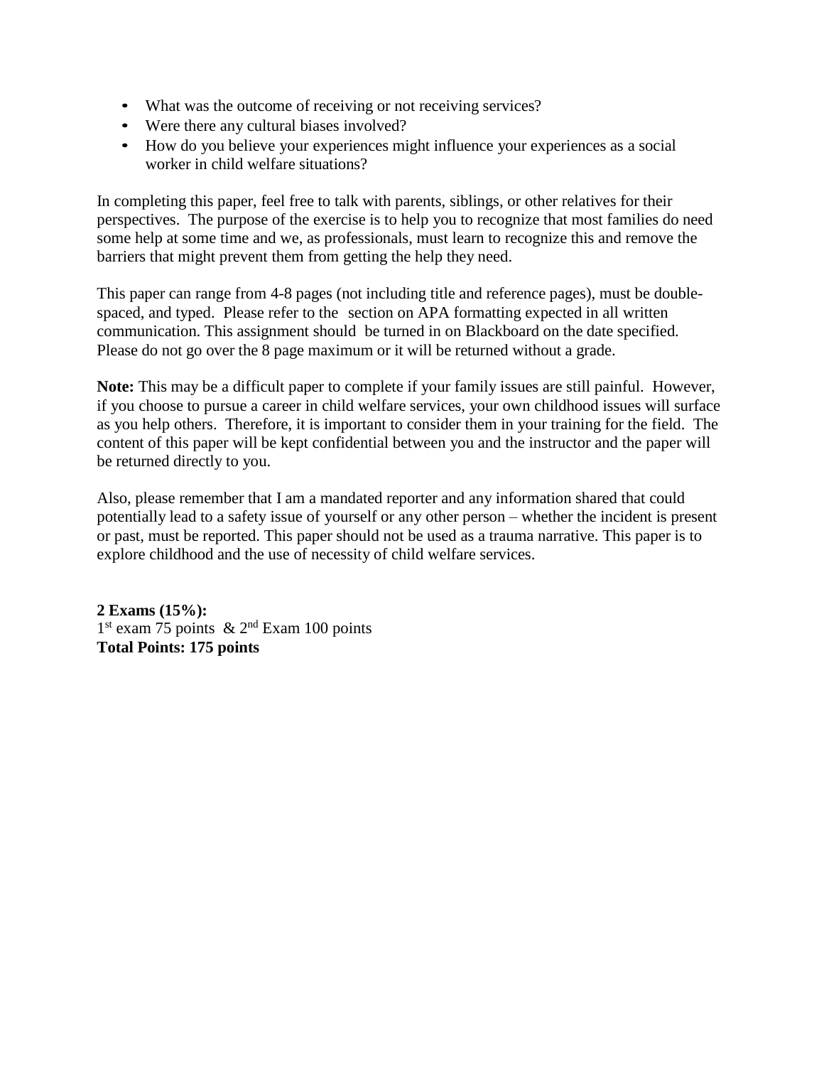- What was the outcome of receiving or not receiving services?
- Were there any cultural biases involved?
- How do you believe your experiences might influence your experiences as a social worker in child welfare situations?

In completing this paper, feel free to talk with parents, siblings, or other relatives for their perspectives. The purpose of the exercise is to help you to recognize that most families do need some help at some time and we, as professionals, must learn to recognize this and remove the barriers that might prevent them from getting the help they need.

This paper can range from 4-8 pages (not including title and reference pages), must be double-spaced, and typed. Please refer to the section on APA formatting expected in all written communication. This assignment should be turned in on Blackboard on the date specified. Please do not go over the 8 page maximum or it will be returned without a grade.

**Note:** This may be a difficult paper to complete if your family issues are still painful. However, if you choose to pursue a career in child welfare services, your own childhood issues will surface as you help others. Therefore, it is important to consider them in your training for the field. The content of this paper will be kept confidential between you and the instructor and the paper will be returned directly to you.

Also, please remember that I am a mandated reporter and any information shared that could potentially lead to a safety issue of yourself or any other person – whether the incident is present or past, must be reported. This paper should not be used as a trauma narrative. This paper is to explore childhood and the use of necessity of child welfare services.

**2 Exams (15%):**
1st exam 75 points & 2nd Exam 100 points
**Total Points: 175 points**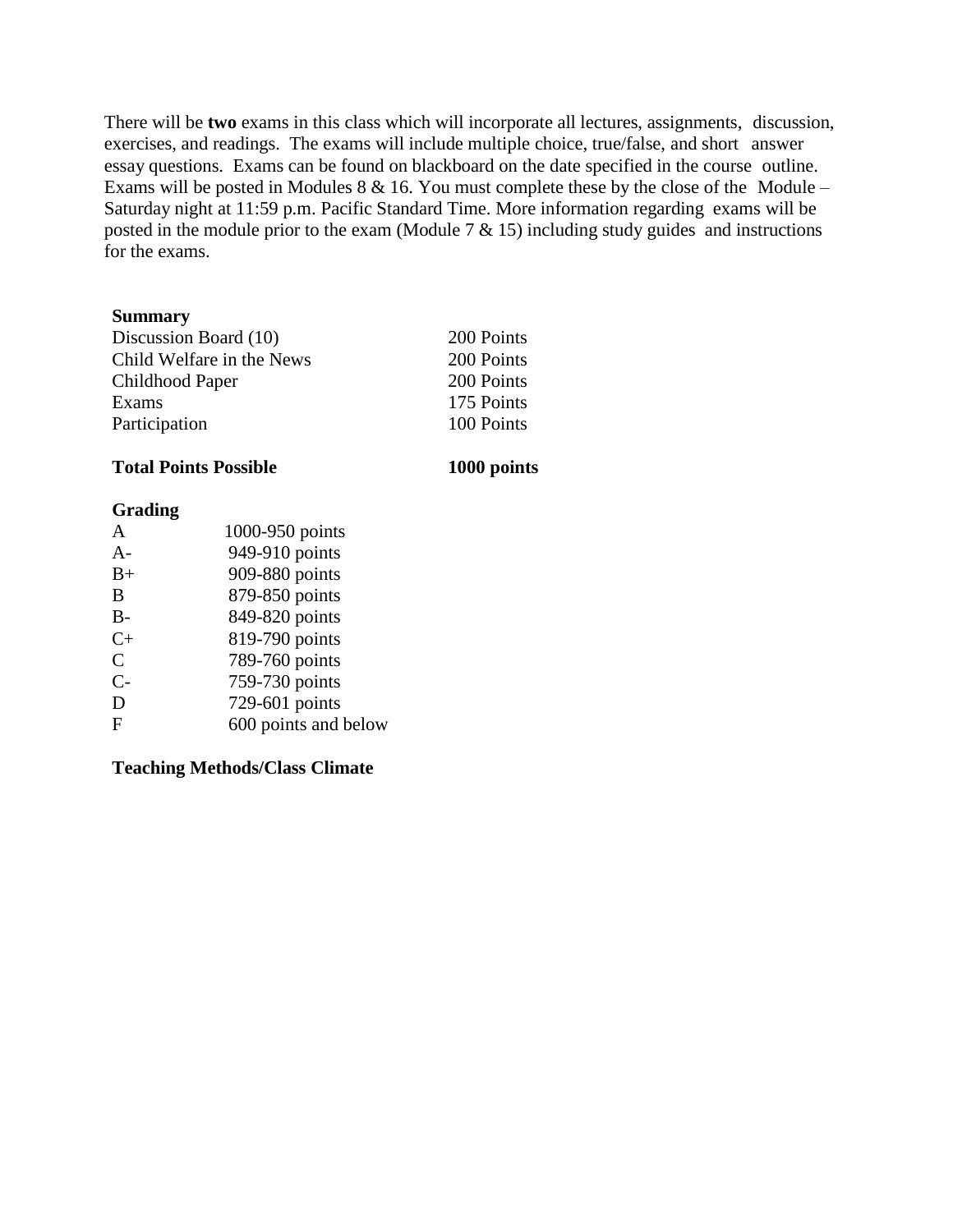There will be **two** exams in this class which will incorporate all lectures, assignments, discussion, exercises, and readings. The exams will include multiple choice, true/false, and short answer essay questions. Exams can be found on blackboard on the date specified in the course outline. Exams will be posted in Modules 8 & 16. You must complete these by the close of the Module – Saturday night at 11:59 p.m. Pacific Standard Time. More information regarding exams will be posted in the module prior to the exam (Module 7 & 15) including study guides and instructions for the exams.

**Summary**

| | |
|---|---|
| Discussion Board (10) | 200 Points |
| Child Welfare in the News | 200 Points |
| Childhood Paper | 200 Points |
| Exams | 175 Points |
| Participation | 100 Points |
| **Total Points Possible** | **1000 points** |

**Grading**

| | |
|---|---|
| A | 1000-950 points |
| A- | 949-910 points |
| B+ | 909-880 points |
| B | 879-850 points |
| B- | 849-820 points |
| C+ | 819-790 points |
| C | 789-760 points |
| C- | 759-730 points |
| D | 729-601 points |
| F | 600 points and below |

**Teaching Methods/Class Climate**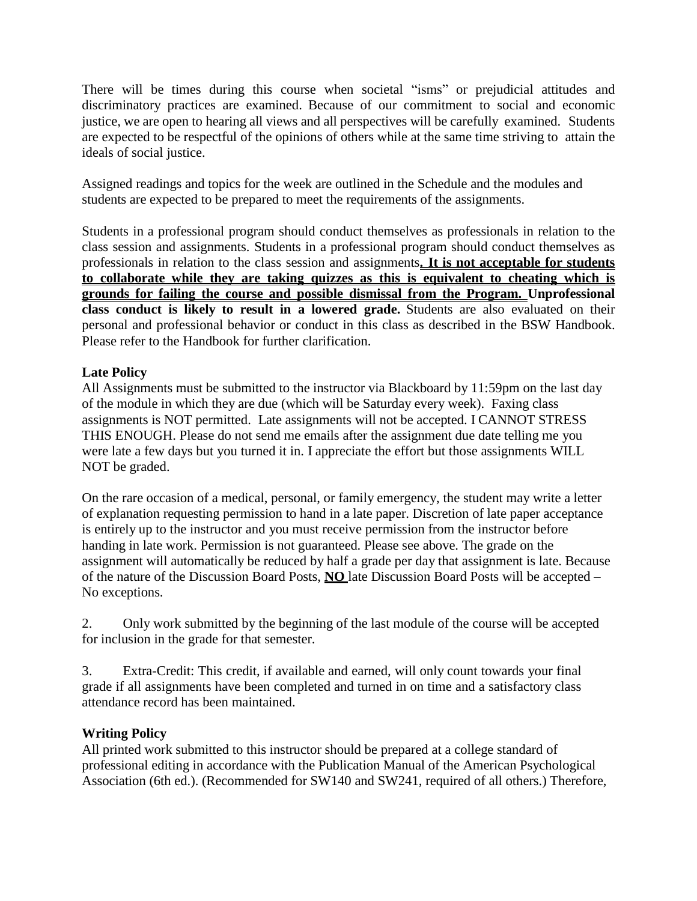There will be times during this course when societal "isms" or prejudicial attitudes and discriminatory practices are examined. Because of our commitment to social and economic justice, we are open to hearing all views and all perspectives will be carefully examined. Students are expected to be respectful of the opinions of others while at the same time striving to attain the ideals of social justice.

Assigned readings and topics for the week are outlined in the Schedule and the modules and students are expected to be prepared to meet the requirements of the assignments.

Students in a professional program should conduct themselves as professionals in relation to the class session and assignments. Students in a professional program should conduct themselves as professionals in relation to the class session and assignments**. It is not acceptable for students to collaborate while they are taking quizzes as this is equivalent to cheating which is grounds for failing the course and possible dismissal from the Program. Unprofessional class conduct is likely to result in a lowered grade.** Students are also evaluated on their personal and professional behavior or conduct in this class as described in the BSW Handbook. Please refer to the Handbook for further clarification.

**Late Policy**

All Assignments must be submitted to the instructor via Blackboard by 11:59pm on the last day of the module in which they are due (which will be Saturday every week). Faxing class assignments is NOT permitted. Late assignments will not be accepted. I CANNOT STRESS THIS ENOUGH. Please do not send me emails after the assignment due date telling me you were late a few days but you turned it in. I appreciate the effort but those assignments WILL NOT be graded.

On the rare occasion of a medical, personal, or family emergency, the student may write a letter of explanation requesting permission to hand in a late paper. Discretion of late paper acceptance is entirely up to the instructor and you must receive permission from the instructor before handing in late work. Permission is not guaranteed. Please see above. The grade on the assignment will automatically be reduced by half a grade per day that assignment is late. Because of the nature of the Discussion Board Posts, **NO** late Discussion Board Posts will be accepted – No exceptions.

2. Only work submitted by the beginning of the last module of the course will be accepted for inclusion in the grade for that semester.

3. Extra-Credit: This credit, if available and earned, will only count towards your final grade if all assignments have been completed and turned in on time and a satisfactory class attendance record has been maintained.

**Writing Policy**

All printed work submitted to this instructor should be prepared at a college standard of professional editing in accordance with the Publication Manual of the American Psychological Association (6th ed.). (Recommended for SW140 and SW241, required of all others.) Therefore,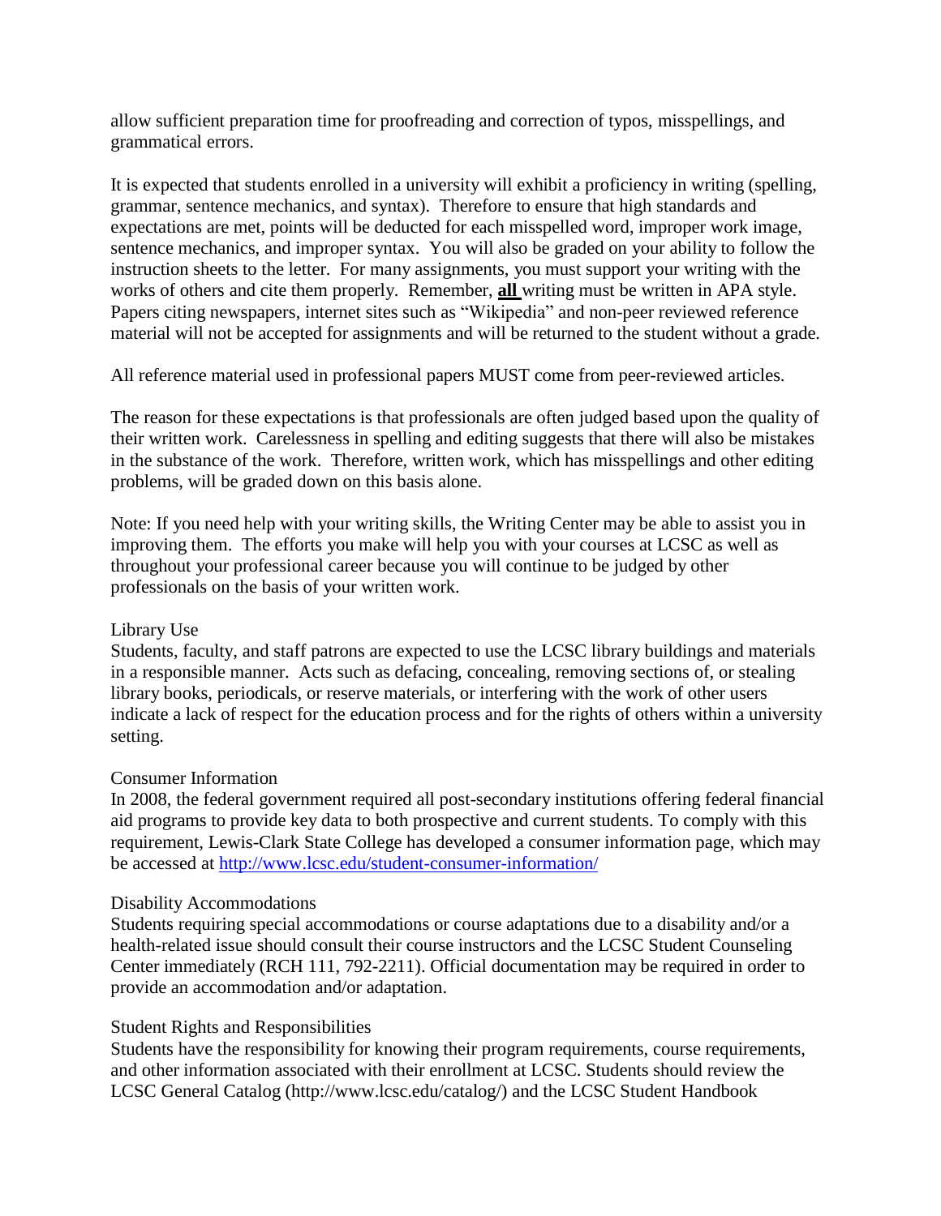allow sufficient preparation time for proofreading and correction of typos, misspellings, and grammatical errors.

It is expected that students enrolled in a university will exhibit a proficiency in writing (spelling, grammar, sentence mechanics, and syntax). Therefore to ensure that high standards and expectations are met, points will be deducted for each misspelled word, improper work image, sentence mechanics, and improper syntax. You will also be graded on your ability to follow the instruction sheets to the letter. For many assignments, you must support your writing with the works of others and cite them properly. Remember, **all** writing must be written in APA style. Papers citing newspapers, internet sites such as "Wikipedia" and non-peer reviewed reference material will not be accepted for assignments and will be returned to the student without a grade.

All reference material used in professional papers MUST come from peer-reviewed articles.

The reason for these expectations is that professionals are often judged based upon the quality of their written work. Carelessness in spelling and editing suggests that there will also be mistakes in the substance of the work. Therefore, written work, which has misspellings and other editing problems, will be graded down on this basis alone.

Note: If you need help with your writing skills, the Writing Center may be able to assist you in improving them. The efforts you make will help you with your courses at LCSC as well as throughout your professional career because you will continue to be judged by other professionals on the basis of your written work.

Library Use
Students, faculty, and staff patrons are expected to use the LCSC library buildings and materials in a responsible manner. Acts such as defacing, concealing, removing sections of, or stealing library books, periodicals, or reserve materials, or interfering with the work of other users indicate a lack of respect for the education process and for the rights of others within a university setting.

Consumer Information
In 2008, the federal government required all post-secondary institutions offering federal financial aid programs to provide key data to both prospective and current students. To comply with this requirement, Lewis-Clark State College has developed a consumer information page, which may be accessed at [http://www.lcsc.edu/student-consumer-information/](http://www.lcsc.edu/student-consumer-information/)

Disability Accommodations
Students requiring special accommodations or course adaptations due to a disability and/or a health-related issue should consult their course instructors and the LCSC Student Counseling Center immediately (RCH 111, 792-2211). Official documentation may be required in order to provide an accommodation and/or adaptation.

Student Rights and Responsibilities
Students have the responsibility for knowing their program requirements, course requirements, and other information associated with their enrollment at LCSC. Students should review the LCSC General Catalog (http://www.lcsc.edu/catalog/) and the LCSC Student Handbook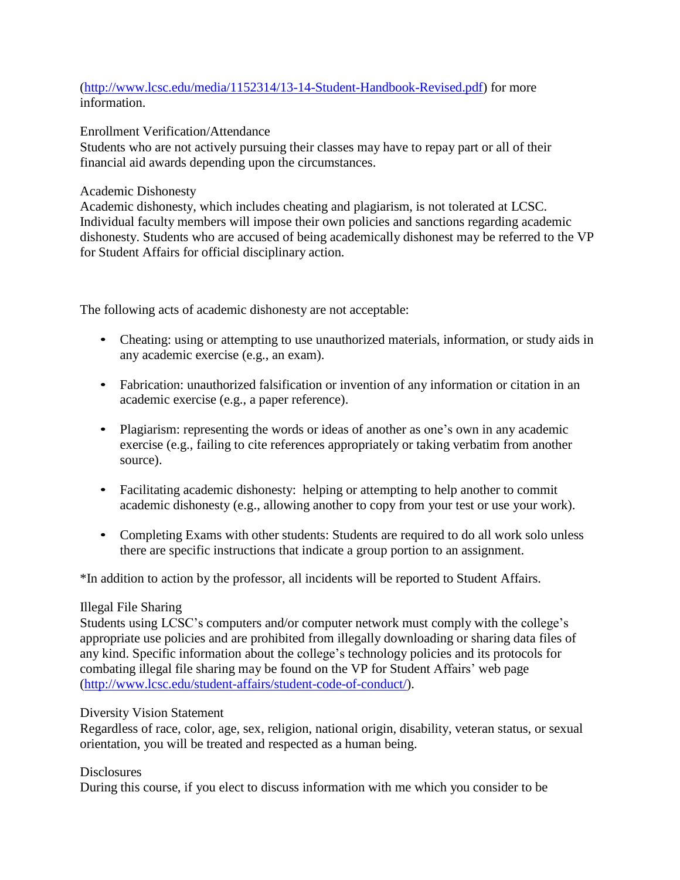(http://www.lcsc.edu/media/1152314/13-14-Student-Handbook-Revised.pdf) for more information.

Enrollment Verification/Attendance
Students who are not actively pursuing their classes may have to repay part or all of their financial aid awards depending upon the circumstances.

Academic Dishonesty
Academic dishonesty, which includes cheating and plagiarism, is not tolerated at LCSC. Individual faculty members will impose their own policies and sanctions regarding academic dishonesty. Students who are accused of being academically dishonest may be referred to the VP for Student Affairs for official disciplinary action.

The following acts of academic dishonesty are not acceptable:

- Cheating: using or attempting to use unauthorized materials, information, or study aids in any academic exercise (e.g., an exam).
- Fabrication: unauthorized falsification or invention of any information or citation in an academic exercise (e.g., a paper reference).
- Plagiarism: representing the words or ideas of another as one's own in any academic exercise (e.g., failing to cite references appropriately or taking verbatim from another source).
- Facilitating academic dishonesty: helping or attempting to help another to commit academic dishonesty (e.g., allowing another to copy from your test or use your work).
- Completing Exams with other students: Students are required to do all work solo unless there are specific instructions that indicate a group portion to an assignment.

*In addition to action by the professor, all incidents will be reported to Student Affairs.

Illegal File Sharing
Students using LCSC's computers and/or computer network must comply with the college's appropriate use policies and are prohibited from illegally downloading or sharing data files of any kind. Specific information about the college's technology policies and its protocols for combating illegal file sharing may be found on the VP for Student Affairs' web page (http://www.lcsc.edu/student-affairs/student-code-of-conduct/).

Diversity Vision Statement
Regardless of race, color, age, sex, religion, national origin, disability, veteran status, or sexual orientation, you will be treated and respected as a human being.

Disclosures
During this course, if you elect to discuss information with me which you consider to be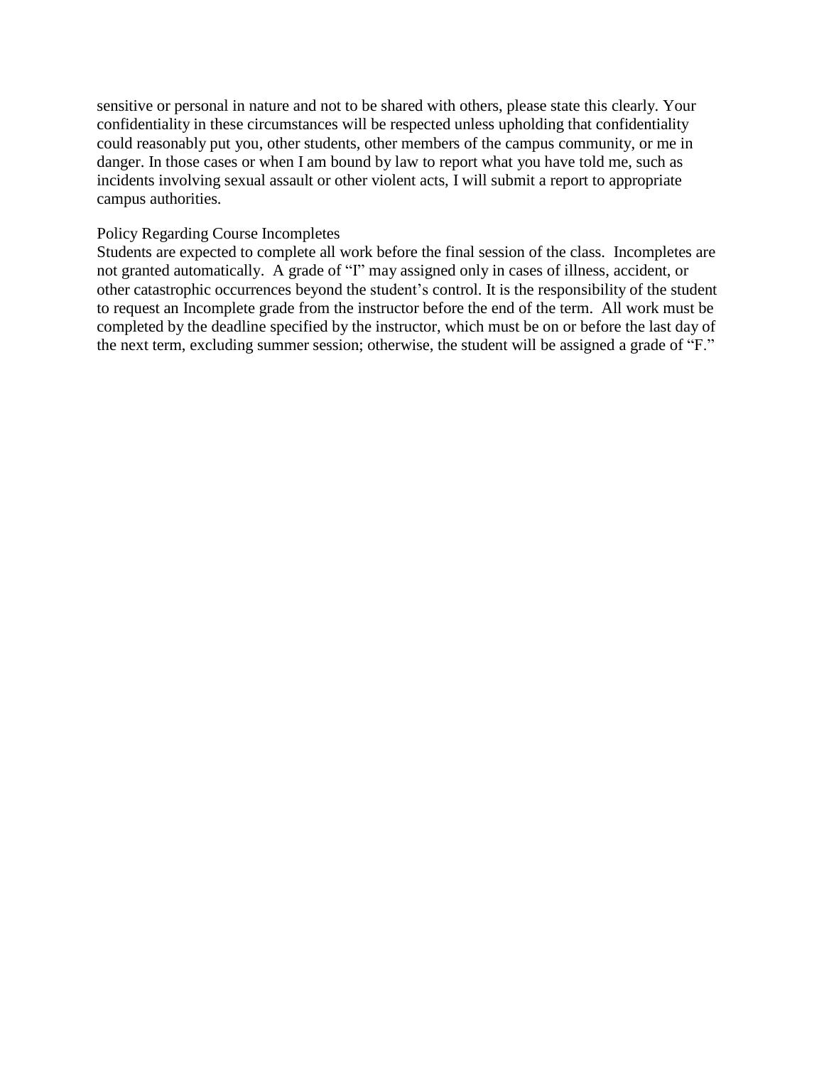sensitive or personal in nature and not to be shared with others, please state this clearly. Your confidentiality in these circumstances will be respected unless upholding that confidentiality could reasonably put you, other students, other members of the campus community, or me in danger. In those cases or when I am bound by law to report what you have told me, such as incidents involving sexual assault or other violent acts, I will submit a report to appropriate campus authorities.

Policy Regarding Course Incompletes

Students are expected to complete all work before the final session of the class. Incompletes are not granted automatically. A grade of "I" may assigned only in cases of illness, accident, or other catastrophic occurrences beyond the student's control. It is the responsibility of the student to request an Incomplete grade from the instructor before the end of the term. All work must be completed by the deadline specified by the instructor, which must be on or before the last day of the next term, excluding summer session; otherwise, the student will be assigned a grade of "F."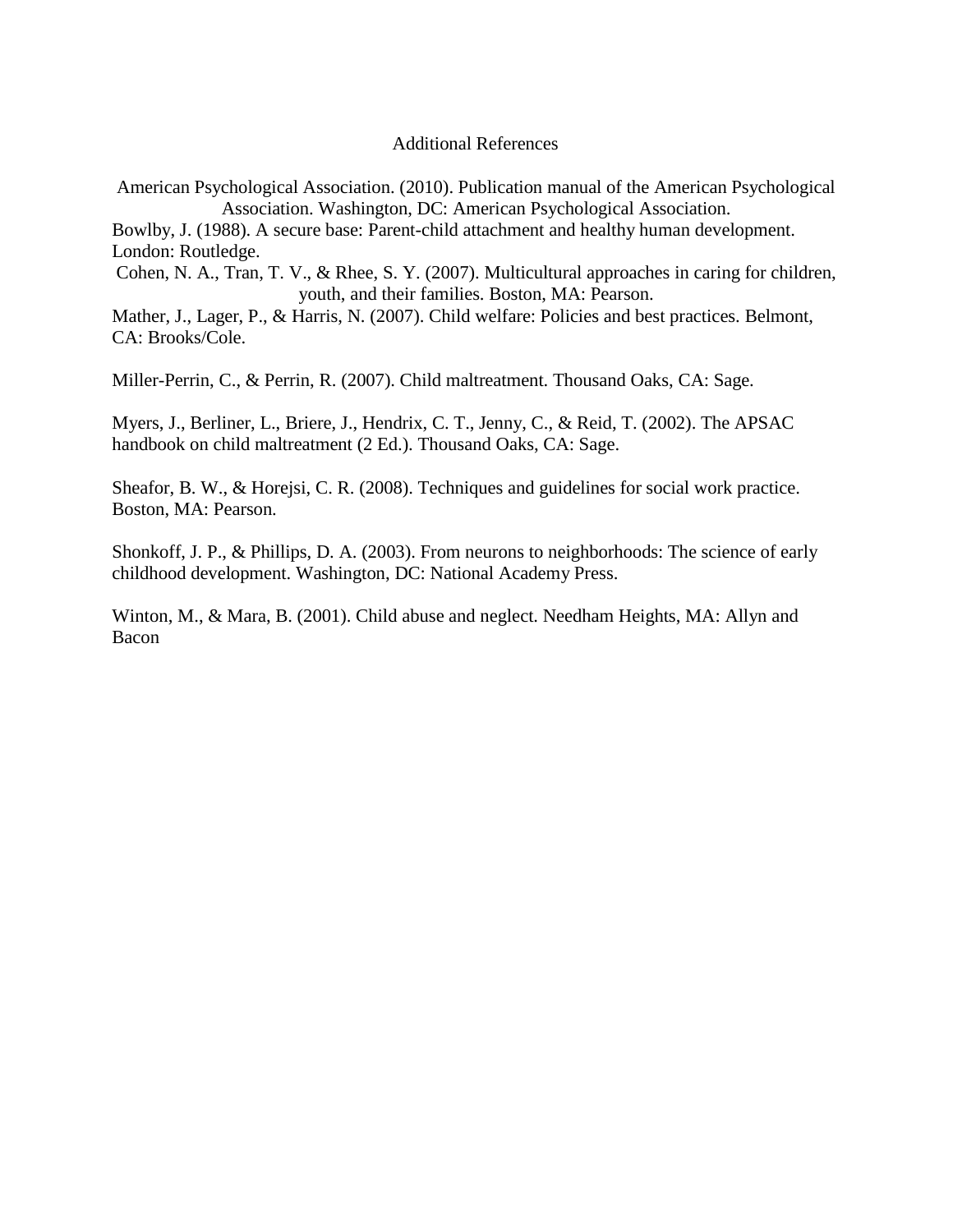# Additional References

American Psychological Association. (2010). Publication manual of the American Psychological Association. Washington, DC: American Psychological Association.

Bowlby, J. (1988). A secure base: Parent-child attachment and healthy human development. London: Routledge.

Cohen, N. A., Tran, T. V., & Rhee, S. Y. (2007). Multicultural approaches in caring for children, youth, and their families. Boston, MA: Pearson.

Mather, J., Lager, P., & Harris, N. (2007). Child welfare: Policies and best practices. Belmont, CA: Brooks/Cole.

Miller-Perrin, C., & Perrin, R. (2007). Child maltreatment. Thousand Oaks, CA: Sage.

Myers, J., Berliner, L., Briere, J., Hendrix, C. T., Jenny, C., & Reid, T. (2002). The APSAC handbook on child maltreatment (2 Ed.). Thousand Oaks, CA: Sage.

Sheafor, B. W., & Horejsi, C. R. (2008). Techniques and guidelines for social work practice. Boston, MA: Pearson.

Shonkoff, J. P., & Phillips, D. A. (2003). From neurons to neighborhoods: The science of early childhood development. Washington, DC: National Academy Press.

Winton, M., & Mara, B. (2001). Child abuse and neglect. Needham Heights, MA: Allyn and Bacon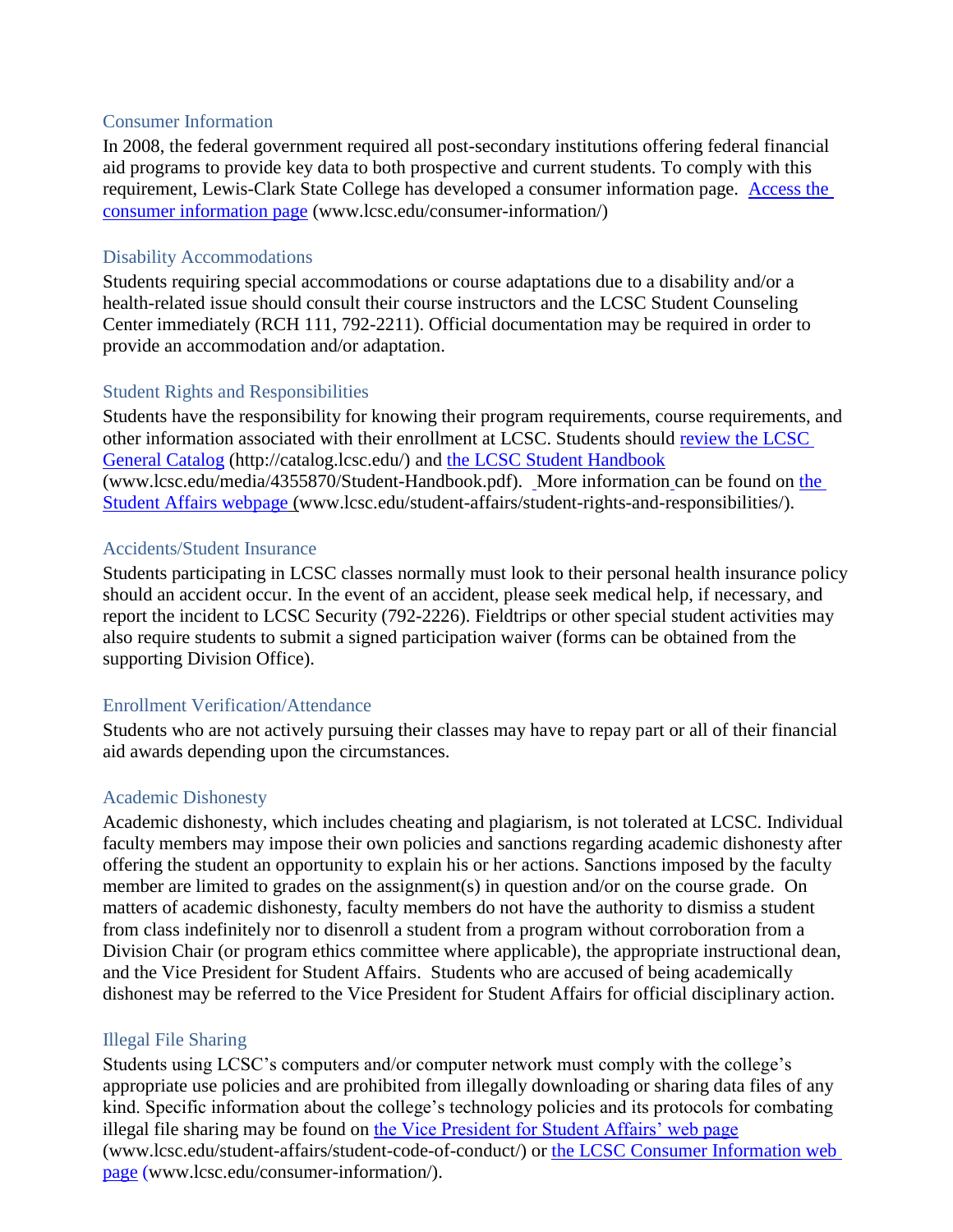## Consumer Information

In 2008, the federal government required all post-secondary institutions offering federal financial aid programs to provide key data to both prospective and current students. To comply with this requirement, Lewis-Clark State College has developed a consumer information page. [Access the consumer information page](www.lcsc.edu/consumer-information/) (www.lcsc.edu/consumer-information/)

## Disability Accommodations

Students requiring special accommodations or course adaptations due to a disability and/or a health-related issue should consult their course instructors and the LCSC Student Counseling Center immediately (RCH 111, 792-2211). Official documentation may be required in order to provide an accommodation and/or adaptation.

## Student Rights and Responsibilities

Students have the responsibility for knowing their program requirements, course requirements, and other information associated with their enrollment at LCSC. Students should [review the LCSC General Catalog](http://catalog.lcsc.edu/) (http://catalog.lcsc.edu/) and [the LCSC Student Handbook](www.lcsc.edu/media/4355870/Student-Handbook.pdf) (www.lcsc.edu/media/4355870/Student-Handbook.pdf). More information can be found on [the Student Affairs webpage](www.lcsc.edu/student-affairs/student-rights-and-responsibilities/) (www.lcsc.edu/student-affairs/student-rights-and-responsibilities/).

## Accidents/Student Insurance

Students participating in LCSC classes normally must look to their personal health insurance policy should an accident occur. In the event of an accident, please seek medical help, if necessary, and report the incident to LCSC Security (792-2226). Fieldtrips or other special student activities may also require students to submit a signed participation waiver (forms can be obtained from the supporting Division Office).

## Enrollment Verification/Attendance

Students who are not actively pursuing their classes may have to repay part or all of their financial aid awards depending upon the circumstances.

## Academic Dishonesty

Academic dishonesty, which includes cheating and plagiarism, is not tolerated at LCSC. Individual faculty members may impose their own policies and sanctions regarding academic dishonesty after offering the student an opportunity to explain his or her actions. Sanctions imposed by the faculty member are limited to grades on the assignment(s) in question and/or on the course grade. On matters of academic dishonesty, faculty members do not have the authority to dismiss a student from class indefinitely nor to disenroll a student from a program without corroboration from a Division Chair (or program ethics committee where applicable), the appropriate instructional dean, and the Vice President for Student Affairs. Students who are accused of being academically dishonest may be referred to the Vice President for Student Affairs for official disciplinary action.

## Illegal File Sharing

Students using LCSC's computers and/or computer network must comply with the college's appropriate use policies and are prohibited from illegally downloading or sharing data files of any kind. Specific information about the college's technology policies and its protocols for combating illegal file sharing may be found on [the Vice President for Student Affairs' web page](www.lcsc.edu/student-affairs/student-code-of-conduct/) (www.lcsc.edu/student-affairs/student-code-of-conduct/) or [the LCSC Consumer Information web page](www.lcsc.edu/consumer-information/) (www.lcsc.edu/consumer-information/).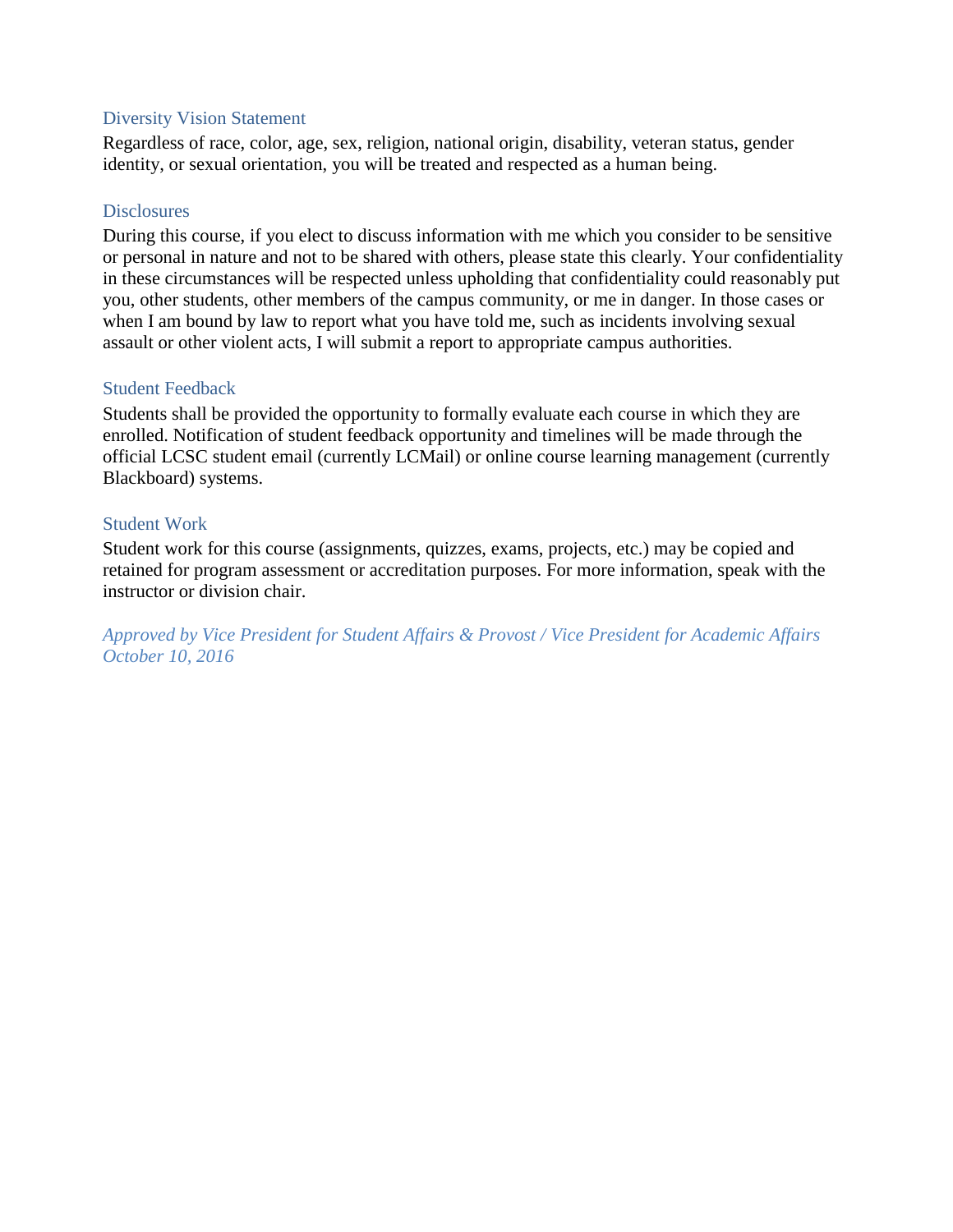## Diversity Vision Statement

Regardless of race, color, age, sex, religion, national origin, disability, veteran status, gender identity, or sexual orientation, you will be treated and respected as a human being.

## Disclosures

During this course, if you elect to discuss information with me which you consider to be sensitive or personal in nature and not to be shared with others, please state this clearly. Your confidentiality in these circumstances will be respected unless upholding that confidentiality could reasonably put you, other students, other members of the campus community, or me in danger. In those cases or when I am bound by law to report what you have told me, such as incidents involving sexual assault or other violent acts, I will submit a report to appropriate campus authorities.

## Student Feedback

Students shall be provided the opportunity to formally evaluate each course in which they are enrolled. Notification of student feedback opportunity and timelines will be made through the official LCSC student email (currently LCMail) or online course learning management (currently Blackboard) systems.

## Student Work

Student work for this course (assignments, quizzes, exams, projects, etc.) may be copied and retained for program assessment or accreditation purposes. For more information, speak with the instructor or division chair.

*Approved by Vice President for Student Affairs & Provost / Vice President for Academic Affairs October 10, 2016*